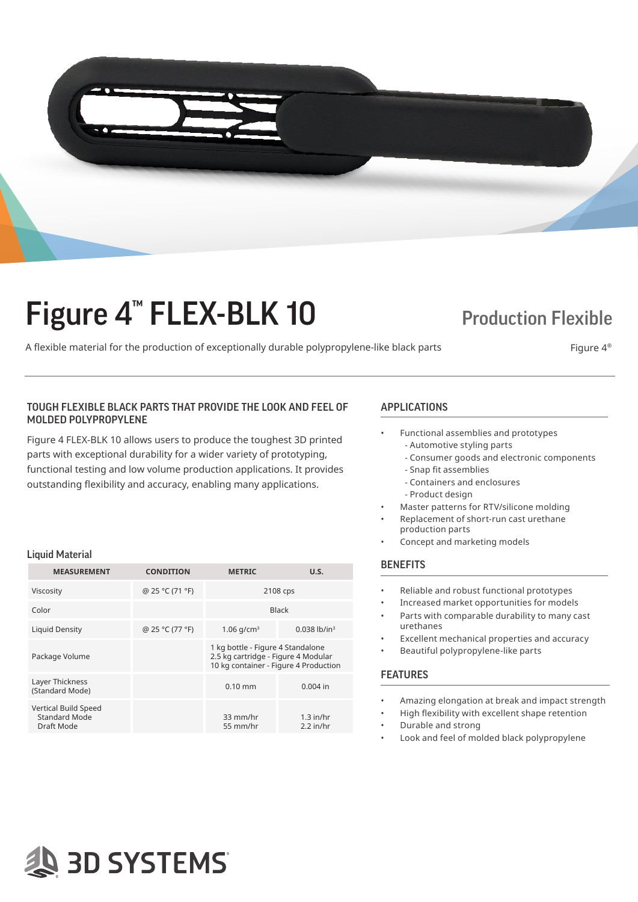# Figure 4™ FLEX-BLK 10

## Production Flexible

A flexible material for the production of exceptionally durable polypropylene-like black parts

Figure 4®

### TOUGH FLEXIBLE BLACK PARTS THAT PROVIDE THE LOOK AND FEEL OF MOLDED POLYPROPYLENE

Figure 4 FLEX-BLK 10 allows users to produce the toughest 3D printed parts with exceptional durability for a wider variety of prototyping, functional testing and low volume production applications. It provides outstanding flexibility and accuracy, enabling many applications.

### Liquid Material

| MEASUREMENT | CONDITION | METRIC | U.S. |
|---|---|---|---|
| Viscosity | @ 25 °C (71 °F) | 2108 cps | |
| Color | | Black | |
| Liquid Density | @ 25 °C (77 °F) | 1.06 g/cm³ | 0.038 lb/in³ |
| Package Volume | | 1 kg bottle - Figure 4 Standalone<br>2.5 kg cartridge - Figure 4 Modular<br>10 kg container - Figure 4 Production | |
| Layer Thickness (Standard Mode) | | 0.10 mm | 0.004 in |
| Vertical Build Speed<br>Standard Mode<br>Draft Mode | | 33 mm/hr<br>55 mm/hr | 1.3 in/hr<br>2.2 in/hr |

### APPLICATIONS

- Functional assemblies and prototypes
  - Automotive styling parts
  - Consumer goods and electronic components
  - Snap fit assemblies
  - Containers and enclosures
  - Product design
- Master patterns for RTV/silicone molding
- Replacement of short-run cast urethane production parts
- Concept and marketing models

### BENEFITS

- Reliable and robust functional prototypes
- Increased market opportunities for models
- Parts with comparable durability to many cast urethanes
- Excellent mechanical properties and accuracy
- Beautiful polypropylene-like parts

### FEATURES

- Amazing elongation at break and impact strength
- High flexibility with excellent shape retention
- Durable and strong
- Look and feel of molded black polypropylene

3D SYSTEMS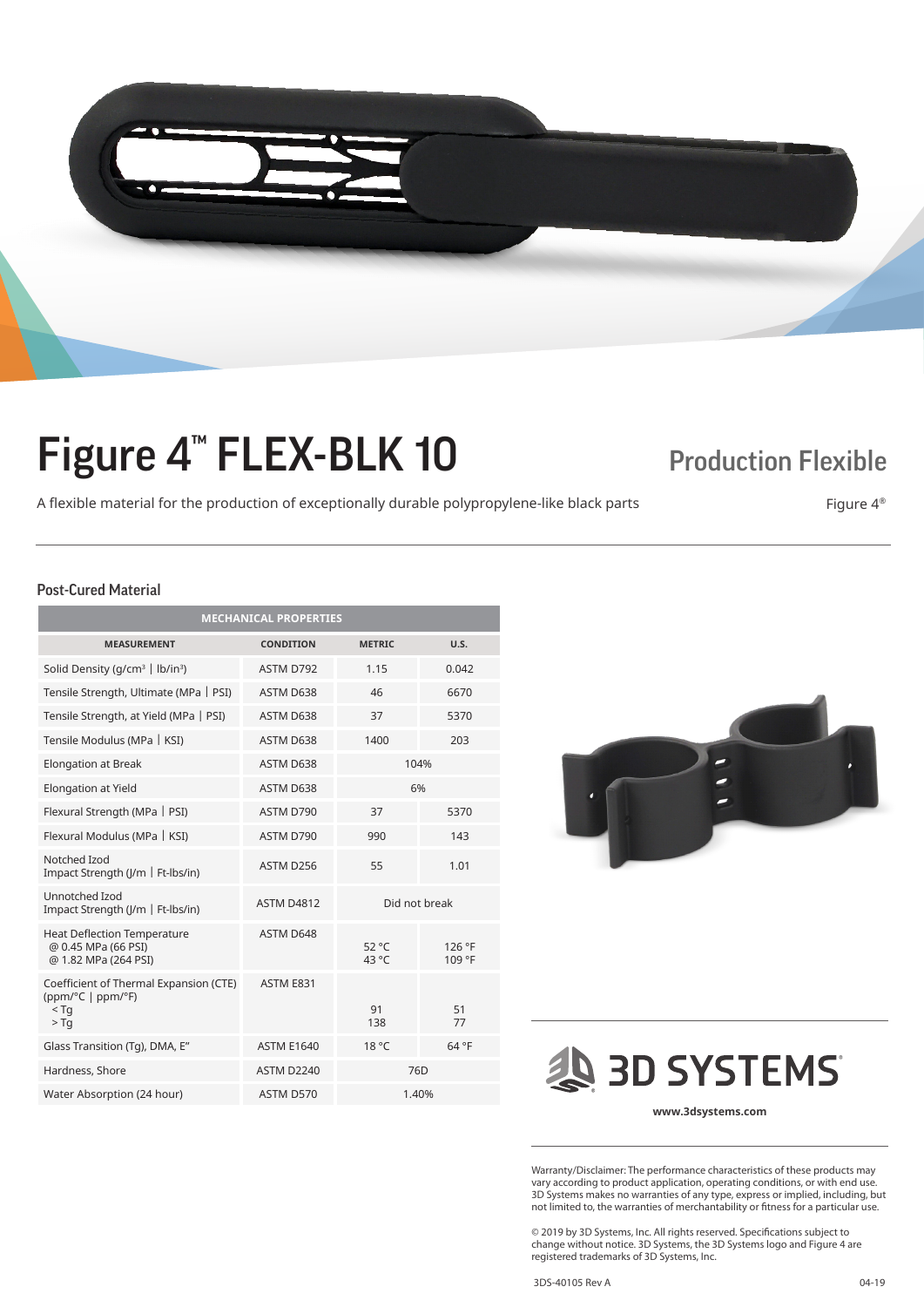# Figure 4™ FLEX-BLK 10

## Production Flexible

A flexible material for the production of exceptionally durable polypropylene-like black parts

Figure 4®

### Post-Cured Material

| MECHANICAL PROPERTIES | | | |
|---|---|---|---|
| MEASUREMENT | CONDITION | METRIC | U.S. |
| Solid Density (g/cm³ \| lb/in³) | ASTM D792 | 1.15 | 0.042 |
| Tensile Strength, Ultimate (MPa \| PSI) | ASTM D638 | 46 | 6670 |
| Tensile Strength, at Yield (MPa \| PSI) | ASTM D638 | 37 | 5370 |
| Tensile Modulus (MPa \| KSI) | ASTM D638 | 1400 | 203 |
| Elongation at Break | ASTM D638 | 104% | |
| Elongation at Yield | ASTM D638 | 6% | |
| Flexural Strength (MPa \| PSI) | ASTM D790 | 37 | 5370 |
| Flexural Modulus (MPa \| KSI) | ASTM D790 | 990 | 143 |
| Notched Izod Impact Strength (J/m \| Ft-lbs/in) | ASTM D256 | 55 | 1.01 |
| Unnotched Izod Impact Strength (J/m \| Ft-lbs/in) | ASTM D4812 | Did not break | |
| Heat Deflection Temperature @ 0.45 MPa (66 PSI) @ 1.82 MPa (264 PSI) | ASTM D648 | 52 °C 43 °C | 126 °F 109 °F |
| Coefficient of Thermal Expansion (CTE) (ppm/°C \| ppm/°F) < Tg > Tg | ASTM E831 | 91 138 | 51 77 |
| Glass Transition (Tg), DMA, E" | ASTM E1640 | 18 °C | 64 °F |
| Hardness, Shore | ASTM D2240 | 76D | |
| Water Absorption (24 hour) | ASTM D570 | 1.40% | |

3D SYSTEMS

www.3dsystems.com

Warranty/Disclaimer: The performance characteristics of these products may vary according to product application, operating conditions, or with end use. 3D Systems makes no warranties of any type, express or implied, including, but not limited to, the warranties of merchantability or fitness for a particular use.

© 2019 by 3D Systems, Inc. All rights reserved. Specifications subject to change without notice. 3D Systems, the 3D Systems logo and Figure 4 are registered trademarks of 3D Systems, Inc.

3DS-40105 Rev A 04-19